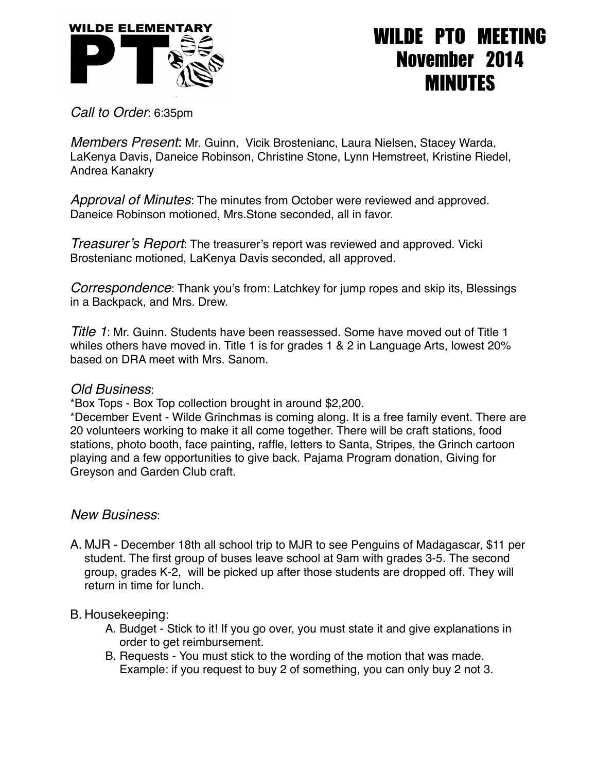WILDE ELEMENTARY PTO

# WILDE PTO MEETING November 2014 MINUTES

*Call to Order*: 6:35pm

*Members Present*: Mr. Guinn, Vicik Brostenianc, Laura Nielsen, Stacey Warda, LaKenya Davis, Daneice Robinson, Christine Stone, Lynn Hemstreet, Kristine Riedel, Andrea Kanakry

*Approval of Minutes*: The minutes from October were reviewed and approved. Daneice Robinson motioned, Mrs.Stone seconded, all in favor.

*Treasurer's Report*: The treasurer's report was reviewed and approved. Vicki Brostenianc motioned, LaKenya Davis seconded, all approved.

*Correspondence*: Thank you's from: Latchkey for jump ropes and skip its, Blessings in a Backpack, and Mrs. Drew.

*Title 1*: Mr. Guinn. Students have been reassessed. Some have moved out of Title 1 whiles others have moved in. Title 1 is for grades 1 & 2 in Language Arts, lowest 20% based on DRA meet with Mrs. Sanom.

*Old Business*:

*Box Tops - Box Top collection brought in around $2,200.

*December Event - Wilde Grinchmas is coming along. It is a free family event. There are 20 volunteers working to make it all come together. There will be craft stations, food stations, photo booth, face painting, raffle, letters to Santa, Stripes, the Grinch cartoon playing and a few opportunities to give back. Pajama Program donation, Giving for Greyson and Garden Club craft.

*New Business*:

A. MJR - December 18th all school trip to MJR to see Penguins of Madagascar, $11 per student. The first group of buses leave school at 9am with grades 3-5. The second group, grades K-2, will be picked up after those students are dropped off. They will return in time for lunch.

B. Housekeeping:
   A. Budget - Stick to it! If you go over, you must state it and give explanations in order to get reimbursement.
   B. Requests - You must stick to the wording of the motion that was made. Example: if you request to buy 2 of something, you can only buy 2 not 3.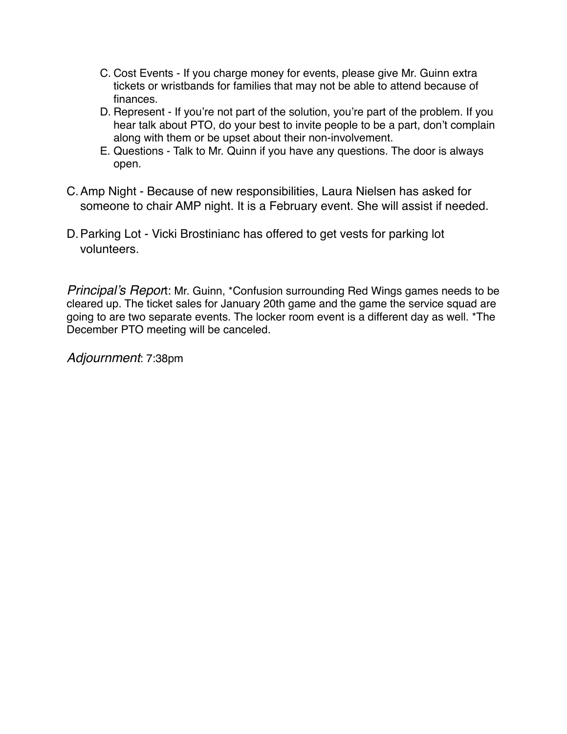C. Cost Events - If you charge money for events, please give Mr. Guinn extra tickets or wristbands for families that may not be able to attend because of finances.
D. Represent - If you're not part of the solution, you're part of the problem. If you hear talk about PTO, do your best to invite people to be a part, don't complain along with them or be upset about their non-involvement.
E. Questions - Talk to Mr. Quinn if you have any questions. The door is always open.

C. Amp Night - Because of new responsibilities, Laura Nielsen has asked for someone to chair AMP night. It is a February event. She will assist if needed.

D. Parking Lot - Vicki Brostinianc has offered to get vests for parking lot volunteers.

*Principal's Report*: Mr. Guinn, *Confusion surrounding Red Wings games needs to be cleared up. The ticket sales for January 20th game and the game the service squad are going to are two separate events. The locker room event is a different day as well. *The December PTO meeting will be canceled.

*Adjournment*: 7:38pm